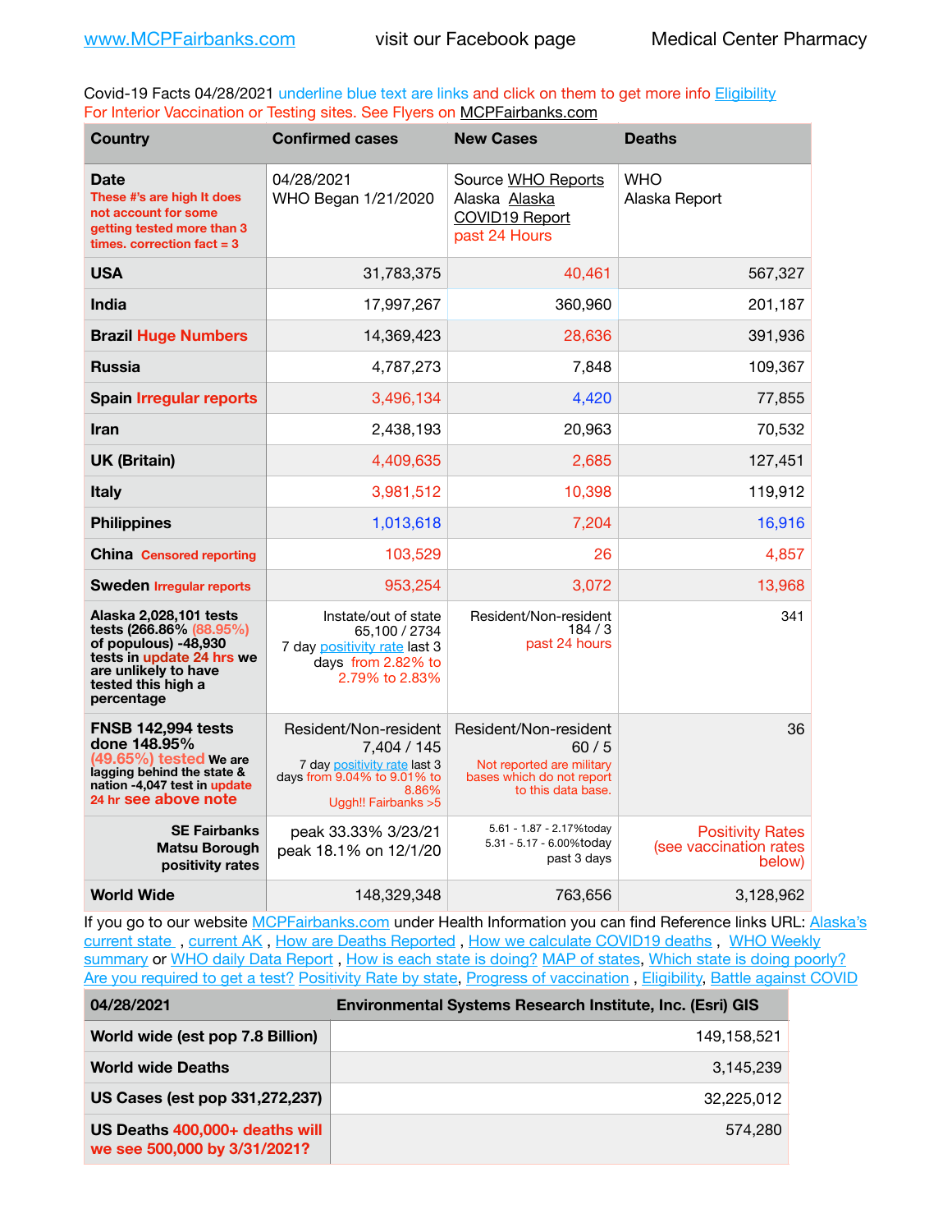www.MCPFairbanks.com visit our Facebook page Medical Center Pharmacy

Covid-19 Facts 04/28/2021 underline blue text are links and click on them to get more info Eligibility
For Interior Vaccination or Testing sites. See Flyers on MCPFairbanks.com

| Country | Confirmed cases | New Cases | Deaths |
|---|---|---|---|
| **Date** These #'s are high It does not account for some getting tested more than 3 times. correction fact = 3 | 04/28/2021 WHO Began 1/21/2020 | Source WHO Reports Alaska Alaska COVID19 Report past 24 Hours | WHO Alaska Report |
| **USA** | 31,783,375 | 40,461 | 567,327 |
| **India** | 17,997,267 | 360,960 | 201,187 |
| **Brazil** Huge Numbers | 14,369,423 | 28,636 | 391,936 |
| **Russia** | 4,787,273 | 7,848 | 109,367 |
| **Spain** Irregular reports | 3,496,134 | 4,420 | 77,855 |
| **Iran** | 2,438,193 | 20,963 | 70,532 |
| **UK (Britain)** | 4,409,635 | 2,685 | 127,451 |
| **Italy** | 3,981,512 | 10,398 | 119,912 |
| **Philippines** | 1,013,618 | 7,204 | 16,916 |
| **China** Censored reporting | 103,529 | 26 | 4,857 |
| **Sweden** Irregular reports | 953,254 | 3,072 | 13,968 |
| **Alaska 2,028,101 tests tests (266.86% (88.95%) of populous) -48,930 tests in update 24 hrs we are unlikely to have tested this high a percentage** | Instate/out of state 65,100 / 2734 7 day positivity rate last 3 days from 2.82% to 2.79% to 2.83% | Resident/Non-resident 184 / 3 past 24 hours | 341 |
| **FNSB 142,994 tests done 148.95% (49.65%) tested We are lagging behind the state & nation -4,047 test in update 24 hr see above note** | Resident/Non-resident 7,404 / 145 7 day positivity rate last 3 days from 9.04% to 9.01% to 8.86% Uggh!! Fairbanks >5 | Resident/Non-resident 60 / 5 Not reported are military bases which do not report to this data base. | 36 |
| **SE Fairbanks Matsu Borough positivity rates** | peak 33.33% 3/23/21 peak 18.1% on 12/1/20 | 5.61 - 1.87 - 2.17%today 5.31 - 5.17 - 6.00%today past 3 days | Positivity Rates (see vaccination rates below) |
| **World Wide** | 148,329,348 | 763,656 | 3,128,962 |

If you go to our website MCPFairbanks.com under Health Information you can find Reference links URL: Alaska's current state , current AK , How are Deaths Reported , How we calculate COVID19 deaths , WHO Weekly summary or WHO daily Data Report , How is each state is doing? MAP of states, Which state is doing poorly? Are you required to get a test? Positivity Rate by state, Progress of vaccination , Eligibility, Battle against COVID

| 04/28/2021 | Environmental Systems Research Institute, Inc. (Esri) GIS |
|---|---|
| **World wide (est pop 7.8 Billion)** | 149,158,521 |
| **World wide Deaths** | 3,145,239 |
| **US Cases (est pop 331,272,237)** | 32,225,012 |
| **US Deaths 400,000+ deaths will we see 500,000 by 3/31/2021?** | 574,280 |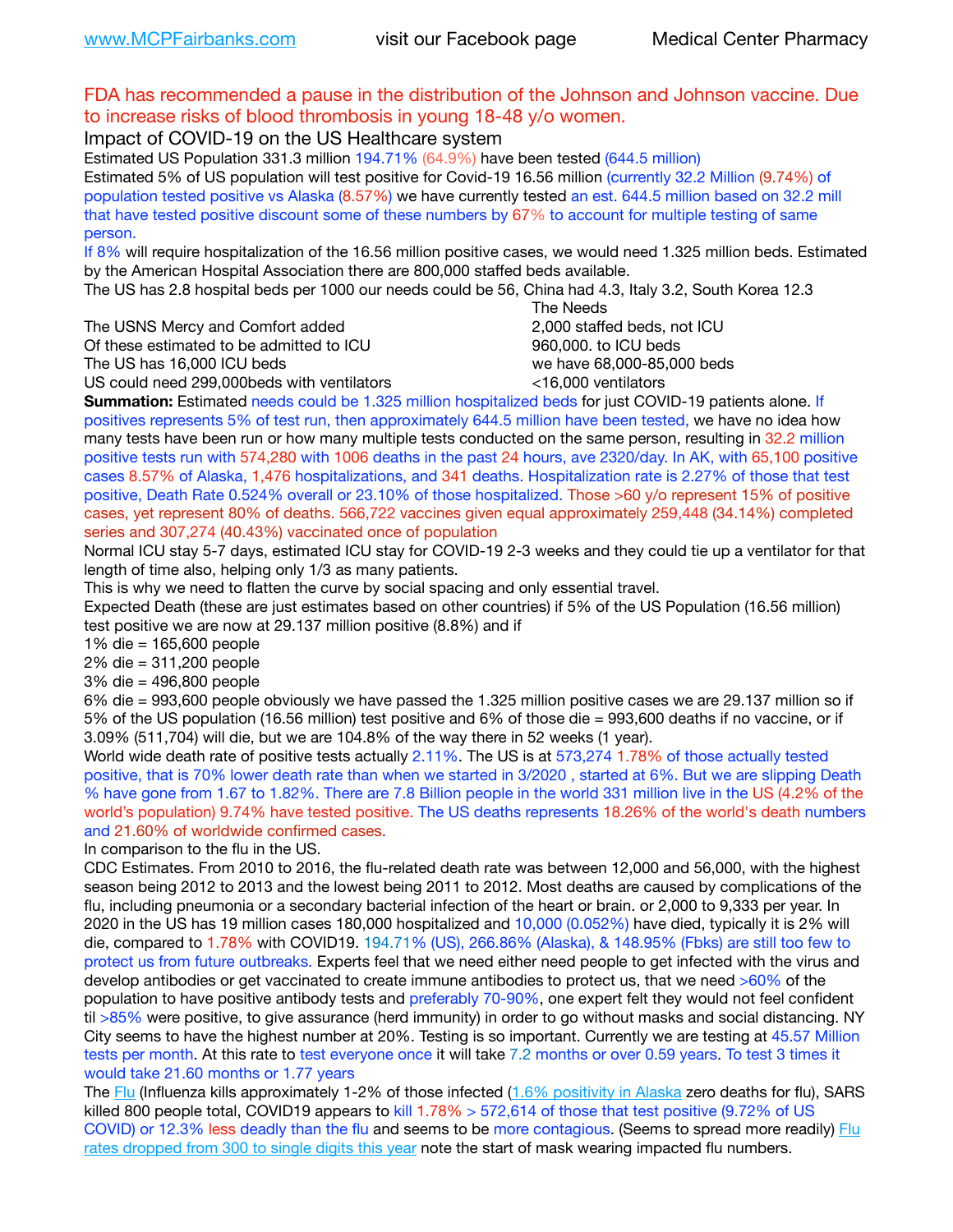FDA has recommended a pause in the distribution of the Johnson and Johnson vaccine. Due to increase risks of blood thrombosis in young 18-48 y/o women.

## Impact of COVID-19 on the US Healthcare system

Estimated US Population 331.3 million 194.71% (64.9%) have been tested (644.5 million)

Estimated 5% of US population will test positive for Covid-19 16.56 million (currently 32.2 Million (9.74%) of population tested positive vs Alaska (8.57%) we have currently tested an est. 644.5 million based on 32.2 mill that have tested positive discount some of these numbers by 67% to account for multiple testing of same person.

If 8% will require hospitalization of the 16.56 million positive cases, we would need 1.325 million beds. Estimated by the American Hospital Association there are 800,000 staffed beds available.

The US has 2.8 hospital beds per 1000 our needs could be 56, China had 4.3, Italy 3.2, South Korea 12.3

| | The Needs |
|---|---|
| The USNS Mercy and Comfort added | 2,000 staffed beds, not ICU |
| Of these estimated to be admitted to ICU | 960,000. to ICU beds |
| The US has 16,000 ICU beds | we have 68,000-85,000 beds |
| US could need 299,000beds with ventilators | <16,000 ventilators |

**Summation:** Estimated needs could be 1.325 million hospitalized beds for just COVID-19 patients alone. If positives represents 5% of test run, then approximately 644.5 million have been tested, we have no idea how many tests have been run or how many multiple tests conducted on the same person, resulting in 32.2 million positive tests run with 574,280 with 1006 deaths in the past 24 hours, ave 2320/day. In AK, with 65,100 positive cases 8.57% of Alaska, 1,476 hospitalizations, and 341 deaths. Hospitalization rate is 2.27% of those that test positive, Death Rate 0.524% overall or 23.10% of those hospitalized. Those >60 y/o represent 15% of positive cases, yet represent 80% of deaths. 566,722 vaccines given equal approximately 259,448 (34.14%) completed series and 307,274 (40.43%) vaccinated once of population

Normal ICU stay 5-7 days, estimated ICU stay for COVID-19 2-3 weeks and they could tie up a ventilator for that length of time also, helping only 1/3 as many patients.

This is why we need to flatten the curve by social spacing and only essential travel.

Expected Death (these are just estimates based on other countries) if 5% of the US Population (16.56 million) test positive we are now at 29.137 million positive (8.8%) and if

1% die = 165,600 people
2% die = 311,200 people
3% die = 496,800 people
6% die = 993,600 people obviously we have passed the 1.325 million positive cases we are 29.137 million so if 5% of the US population (16.56 million) test positive and 6% of those die = 993,600 deaths if no vaccine, or if 3.09% (511,704) will die, but we are 104.8% of the way there in 52 weeks (1 year).

World wide death rate of positive tests actually 2.11%. The US is at 573,274 1.78% of those actually tested positive, that is 70% lower death rate than when we started in 3/2020 , started at 6%. But we are slipping Death % have gone from 1.67 to 1.82%. There are 7.8 Billion people in the world 331 million live in the US (4.2% of the world's population) 9.74% have tested positive. The US deaths represents 18.26% of the world's death numbers and 21.60% of worldwide confirmed cases.

In comparison to the flu in the US.

CDC Estimates. From 2010 to 2016, the flu-related death rate was between 12,000 and 56,000, with the highest season being 2012 to 2013 and the lowest being 2011 to 2012. Most deaths are caused by complications of the flu, including pneumonia or a secondary bacterial infection of the heart or brain. or 2,000 to 9,333 per year. In 2020 in the US has 19 million cases 180,000 hospitalized and 10,000 (0.052%) have died, typically it is 2% will die, compared to 1.78% with COVID19. 194.71% (US), 266.86% (Alaska), & 148.95% (Fbks) are still too few to protect us from future outbreaks. Experts feel that we need either need people to get infected with the virus and develop antibodies or get vaccinated to create immune antibodies to protect us, that we need >60% of the population to have positive antibody tests and preferably 70-90%, one expert felt they would not feel confident til >85% were positive, to give assurance (herd immunity) in order to go without masks and social distancing. NY City seems to have the highest number at 20%. Testing is so important. Currently we are testing at 45.57 Million tests per month. At this rate to test everyone once it will take 7.2 months or over 0.59 years. To test 3 times it would take 21.60 months or 1.77 years

The Flu (Influenza kills approximately 1-2% of those infected (1.6% positivity in Alaska zero deaths for flu), SARS killed 800 people total, COVID19 appears to kill 1.78% > 572,614 of those that test positive (9.72% of US COVID) or 12.3% less deadly than the flu and seems to be more contagious. (Seems to spread more readily) Flu rates dropped from 300 to single digits this year note the start of mask wearing impacted flu numbers.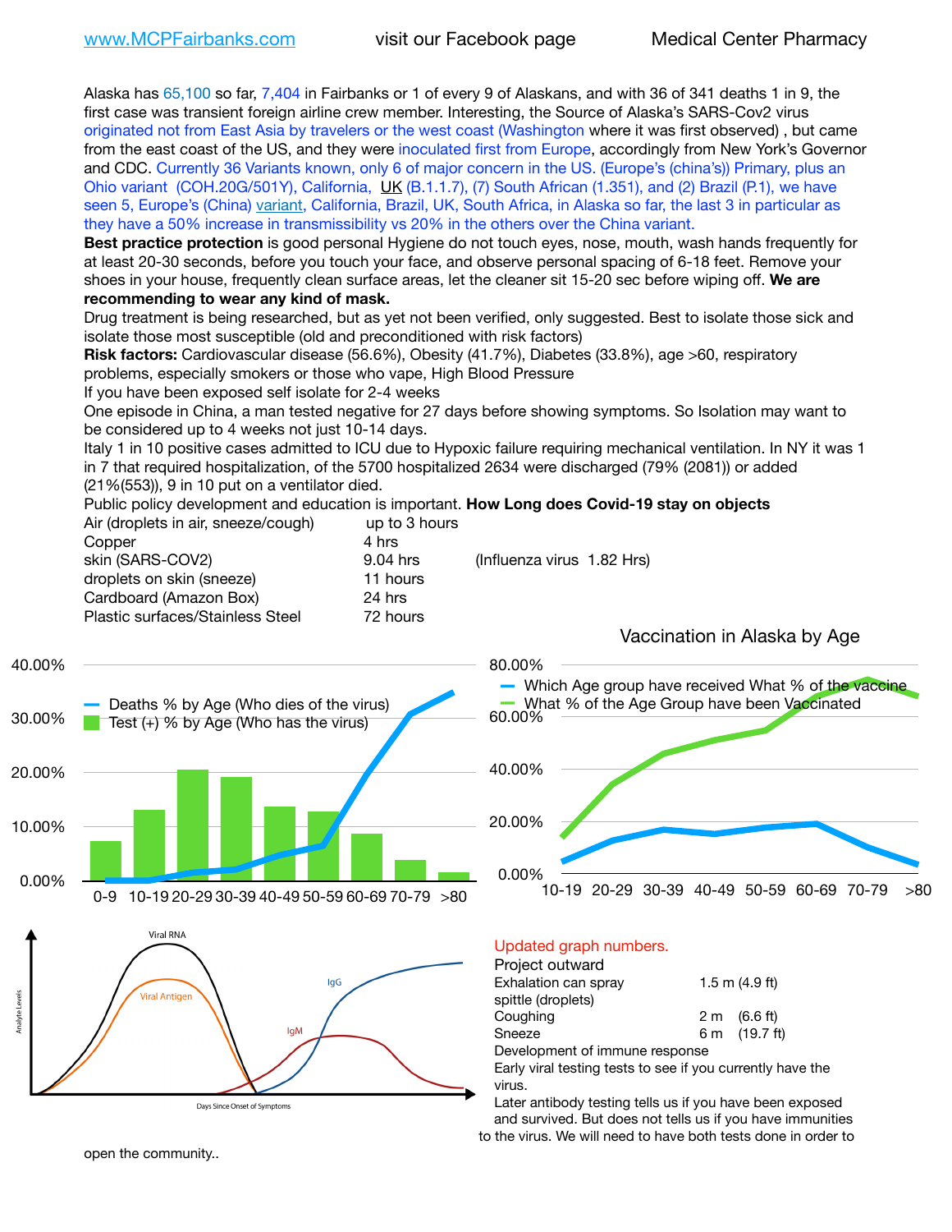www.MCPFairbanks.com visit our Facebook page Medical Center Pharmacy

Alaska has 65,100 so far, 7,404 in Fairbanks or 1 of every 9 of Alaskans, and with 36 of 341 deaths 1 in 9, the first case was transient foreign airline crew member. Interesting, the Source of Alaska's SARS-Cov2 virus originated not from East Asia by travelers or the west coast (Washington where it was first observed) , but came from the east coast of the US, and they were inoculated first from Europe, accordingly from New York's Governor and CDC. Currently 36 Variants known, only 6 of major concern in the US. (Europe's (china's)) Primary, plus an Ohio variant (COH.20G/501Y), California, UK (B.1.1.7), (7) South African (1.351), and (2) Brazil (P.1), we have seen 5, Europe's (China) variant, California, Brazil, UK, South Africa, in Alaska so far, the last 3 in particular as they have a 50% increase in transmissibility vs 20% in the others over the China variant.

**Best practice protection** is good personal Hygiene do not touch eyes, nose, mouth, wash hands frequently for at least 20-30 seconds, before you touch your face, and observe personal spacing of 6-18 feet. Remove your shoes in your house, frequently clean surface areas, let the cleaner sit 15-20 sec before wiping off. **We are recommending to wear any kind of mask.**

Drug treatment is being researched, but as yet not been verified, only suggested. Best to isolate those sick and isolate those most susceptible (old and preconditioned with risk factors)

**Risk factors:** Cardiovascular disease (56.6%), Obesity (41.7%), Diabetes (33.8%), age >60, respiratory problems, especially smokers or those who vape, High Blood Pressure

If you have been exposed self isolate for 2-4 weeks

One episode in China, a man tested negative for 27 days before showing symptoms. So Isolation may want to be considered up to 4 weeks not just 10-14 days.

Italy 1 in 10 positive cases admitted to ICU due to Hypoxic failure requiring mechanical ventilation. In NY it was 1 in 7 that required hospitalization, of the 5700 hospitalized 2634 were discharged (79% (2081)) or added (21%(553)), 9 in 10 put on a ventilator died.

Public policy development and education is important. **How Long does Covid-19 stay on objects**

| | | |
|---|---|---|
| Air (droplets in air, sneeze/cough) | up to 3 hours | |
| Copper | 4 hrs | |
| skin (SARS-COV2) | 9.04 hrs | (Influenza virus 1.82 Hrs) |
| droplets on skin (sneeze) | 11 hours | |
| Cardboard (Amazon Box) | 24 hrs | |
| Plastic surfaces/Stainless Steel | 72 hours | |

Vaccination in Alaska by Age

Updated graph numbers.

Project outward

| | |
|---|---|
| Exhalation can spray spittle (droplets) | 1.5 m (4.9 ft) |
| Coughing | 2 m (6.6 ft) |
| Sneeze | 6 m (19.7 ft) |

Development of immune response

Early viral testing tests to see if you currently have the virus.

Later antibody testing tells us if you have been exposed and survived. But does not tells us if you have immunities to the virus. We will need to have both tests done in order to open the community..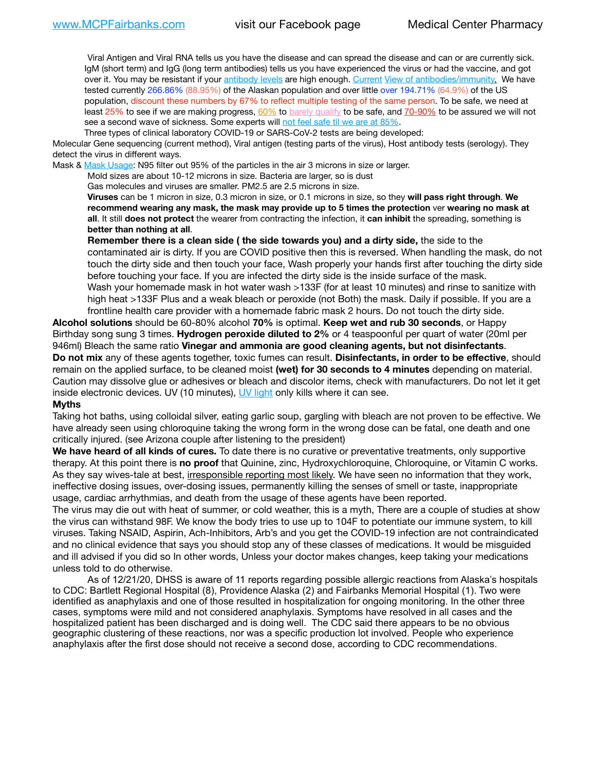Viral Antigen and Viral RNA tells us you have the disease and can spread the disease and can or are currently sick. IgM (short term) and IgG (long term antibodies) tells us you have experienced the virus or had the vaccine, and got over it. You may be resistant if your antibody levels are high enough. Current View of antibodies/immunity. We have tested currently 266.86% (88.95%) of the Alaskan population and over little over 194.71% (64.9%) of the US population, discount these numbers by 67% to reflect multiple testing of the same person. To be safe, we need at least 25% to see if we are making progress, 60% to barely qualify to be safe, and 70-90% to be assured we will not see a second wave of sickness. Some experts will not feel safe til we are at 85%.

Three types of clinical laboratory COVID-19 or SARS-CoV-2 tests are being developed:

Molecular Gene sequencing (current method), Viral antigen (testing parts of the virus), Host antibody tests (serology). They detect the virus in different ways.

Mask & Mask Usage: N95 filter out 95% of the particles in the air 3 microns in size or larger.

Mold sizes are about 10-12 microns in size. Bacteria are larger, so is dust

Gas molecules and viruses are smaller. PM2.5 are 2.5 microns in size.

**Viruses** can be 1 micron in size, 0.3 micron in size, or 0.1 microns in size, so they **will pass right through**. **We recommend wearing any mask, the mask may provide up to 5 times the protection** ver **wearing no mask at all**. It still **does not protect** the wearer from contracting the infection, it **can inhibit** the spreading, something is **better than nothing at all**.

**Remember there is a clean side ( the side towards you) and a dirty side,** the side to the contaminated air is dirty. If you are COVID positive then this is reversed. When handling the mask, do not touch the dirty side and then touch your face, Wash properly your hands first after touching the dirty side before touching your face. If you are infected the dirty side is the inside surface of the mask.

Wash your homemade mask in hot water wash >133F (for at least 10 minutes) and rinse to sanitize with high heat >133F Plus and a weak bleach or peroxide (not Both) the mask. Daily if possible. If you are a frontline health care provider with a homemade fabric mask 2 hours. Do not touch the dirty side.

**Alcohol solutions** should be 60-80% alcohol **70%** is optimal. **Keep wet and rub 30 seconds**, or Happy Birthday song sung 3 times. **Hydrogen peroxide diluted to 2%** or 4 teaspoonful per quart of water (20ml per 946ml) Bleach the same ratio **Vinegar and ammonia are good cleaning agents, but not disinfectants**.

**Do not mix** any of these agents together, toxic fumes can result. **Disinfectants, in order to be effective**, should remain on the applied surface, to be cleaned moist **(wet) for 30 seconds to 4 minutes** depending on material. Caution may dissolve glue or adhesives or bleach and discolor items, check with manufacturers. Do not let it get inside electronic devices. UV (10 minutes), UV light only kills where it can see.

**Myths**

Taking hot baths, using colloidal silver, eating garlic soup, gargling with bleach are not proven to be effective. We have already seen using chloroquine taking the wrong form in the wrong dose can be fatal, one death and one critically injured. (see Arizona couple after listening to the president)

**We have heard of all kinds of cures.** To date there is no curative or preventative treatments, only supportive therapy. At this point there is **no proof** that Quinine, zinc, Hydroxychloroquine, Chloroquine, or Vitamin C works. As they say wives-tale at best, irresponsible reporting most likely. We have seen no information that they work, ineffective dosing issues, over-dosing issues, permanently killing the senses of smell or taste, inappropriate usage, cardiac arrhythmias, and death from the usage of these agents have been reported.

The virus may die out with heat of summer, or cold weather, this is a myth, There are a couple of studies at show the virus can withstand 98F. We know the body tries to use up to 104F to potentiate our immune system, to kill viruses. Taking NSAID, Aspirin, Ach-Inhibitors, Arb's and you get the COVID-19 infection are not contraindicated and no clinical evidence that says you should stop any of these classes of medications. It would be misguided and ill advised if you did so In other words, Unless your doctor makes changes, keep taking your medications unless told to do otherwise.

As of 12/21/20, DHSS is aware of 11 reports regarding possible allergic reactions from Alaska's hospitals to CDC: Bartlett Regional Hospital (8), Providence Alaska (2) and Fairbanks Memorial Hospital (1). Two were identified as anaphylaxis and one of those resulted in hospitalization for ongoing monitoring. In the other three cases, symptoms were mild and not considered anaphylaxis. Symptoms have resolved in all cases and the hospitalized patient has been discharged and is doing well. The CDC said there appears to be no obvious geographic clustering of these reactions, nor was a specific production lot involved. People who experience anaphylaxis after the first dose should not receive a second dose, according to CDC recommendations.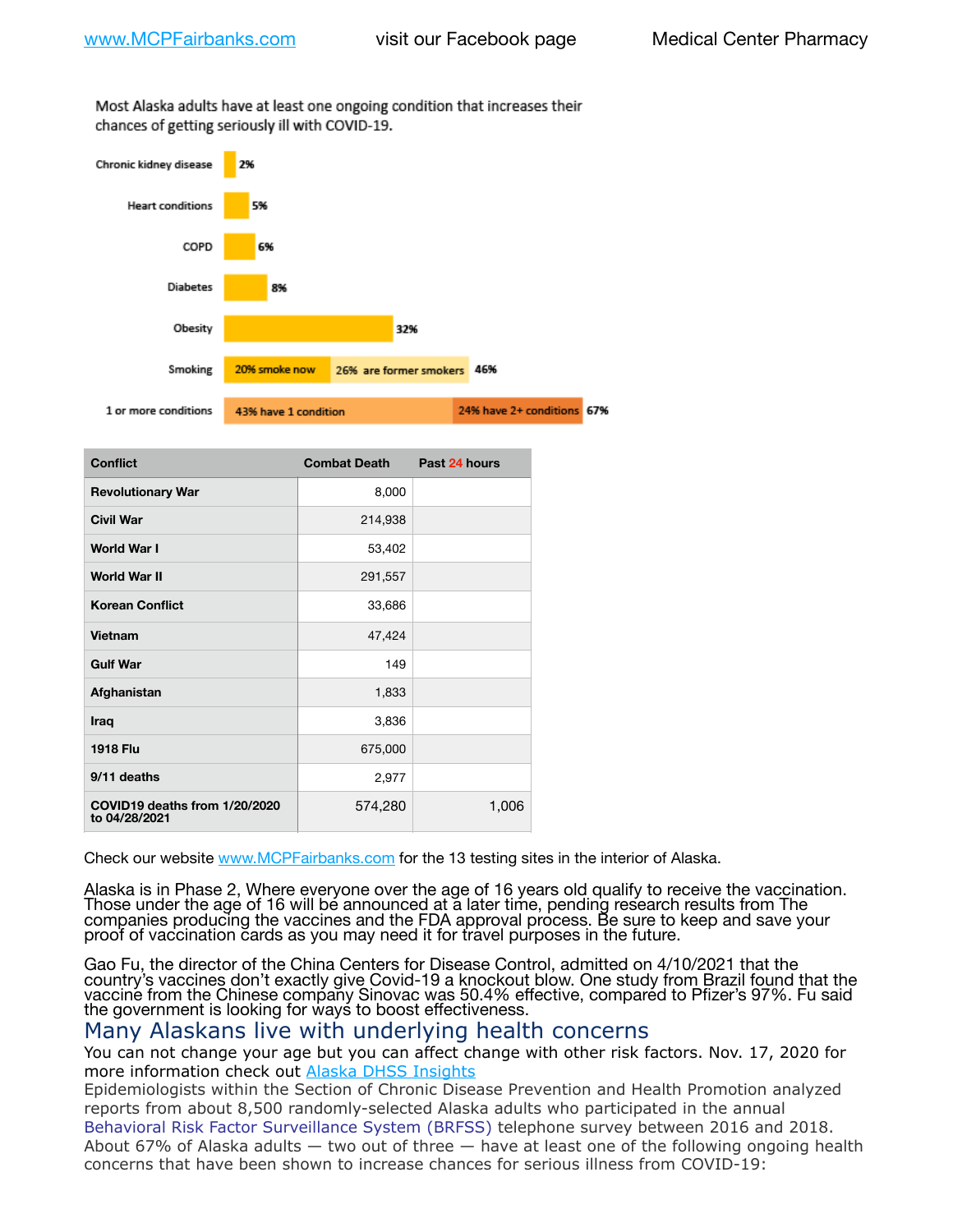Most Alaska adults have at least one ongoing condition that increases their chances of getting seriously ill with COVID-19.

| Condition | Percentage |
|---|---|
| Chronic kidney disease | 2% |
| Heart conditions | 5% |
| COPD | 6% |
| Diabetes | 8% |
| Obesity | 32% |
| Smoking | 20% smoke now, 26% are former smokers — 46% |
| 1 or more conditions | 43% have 1 condition, 24% have 2+ conditions — 67% |

| Conflict | Combat Death | Past 24 hours |
|---|---|---|
| Revolutionary War | 8,000 | |
| Civil War | 214,938 | |
| World War I | 53,402 | |
| World War II | 291,557 | |
| Korean Conflict | 33,686 | |
| Vietnam | 47,424 | |
| Gulf War | 149 | |
| Afghanistan | 1,833 | |
| Iraq | 3,836 | |
| 1918 Flu | 675,000 | |
| 9/11 deaths | 2,977 | |
| COVID19 deaths from 1/20/2020 to 04/28/2021 | 574,280 | 1,006 |

Check our website www.MCPFairbanks.com for the 13 testing sites in the interior of Alaska.

Alaska is in Phase 2, Where everyone over the age of 16 years old qualify to receive the vaccination. Those under the age of 16 will be announced at a later time, pending research results from The companies producing the vaccines and the FDA approval process. Be sure to keep and save your proof of vaccination cards as you may need it for travel purposes in the future.

Gao Fu, the director of the China Centers for Disease Control, admitted on 4/10/2021 that the country's vaccines don't exactly give Covid-19 a knockout blow. One study from Brazil found that the vaccine from the Chinese company Sinovac was 50.4% effective, compared to Pfizer's 97%. Fu said the government is looking for ways to boost effectiveness.

## Many Alaskans live with underlying health concerns

You can not change your age but you can affect change with other risk factors. Nov. 17, 2020 for more information check out Alaska DHSS Insights

Epidemiologists within the Section of Chronic Disease Prevention and Health Promotion analyzed reports from about 8,500 randomly-selected Alaska adults who participated in the annual Behavioral Risk Factor Surveillance System (BRFSS) telephone survey between 2016 and 2018. About 67% of Alaska adults — two out of three — have at least one of the following ongoing health concerns that have been shown to increase chances for serious illness from COVID-19: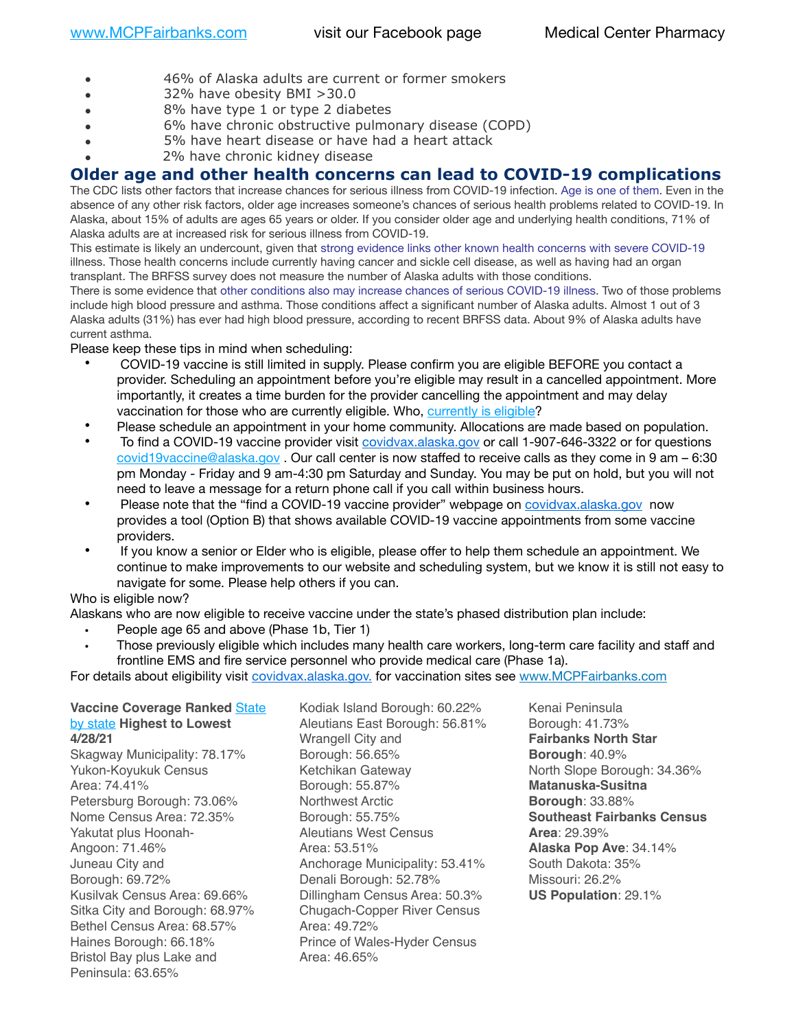- 46% of Alaska adults are current or former smokers
- 32% have obesity BMI >30.0
- 8% have type 1 or type 2 diabetes
- 6% have chronic obstructive pulmonary disease (COPD)
- 5% have heart disease or have had a heart attack
- 2% have chronic kidney disease

## Older age and other health concerns can lead to COVID-19 complications

The CDC lists other factors that increase chances for serious illness from COVID-19 infection. Age is one of them. Even in the absence of any other risk factors, older age increases someone's chances of serious health problems related to COVID-19. In Alaska, about 15% of adults are ages 65 years or older. If you consider older age and underlying health conditions, 71% of Alaska adults are at increased risk for serious illness from COVID-19.

This estimate is likely an undercount, given that strong evidence links other known health concerns with severe COVID-19 illness. Those health concerns include currently having cancer and sickle cell disease, as well as having had an organ transplant. The BRFSS survey does not measure the number of Alaska adults with those conditions.

There is some evidence that other conditions also may increase chances of serious COVID-19 illness. Two of those problems include high blood pressure and asthma. Those conditions affect a significant number of Alaska adults. Almost 1 out of 3 Alaska adults (31%) has ever had high blood pressure, according to recent BRFSS data. About 9% of Alaska adults have current asthma.

Please keep these tips in mind when scheduling:

- COVID-19 vaccine is still limited in supply. Please confirm you are eligible BEFORE you contact a provider. Scheduling an appointment before you're eligible may result in a cancelled appointment. More importantly, it creates a time burden for the provider cancelling the appointment and may delay vaccination for those who are currently eligible. Who, currently is eligible?
- Please schedule an appointment in your home community. Allocations are made based on population.
- To find a COVID-19 vaccine provider visit covidvax.alaska.gov or call 1-907-646-3322 or for questions covid19vaccine@alaska.gov . Our call center is now staffed to receive calls as they come in 9 am – 6:30 pm Monday - Friday and 9 am-4:30 pm Saturday and Sunday. You may be put on hold, but you will not need to leave a message for a return phone call if you call within business hours.
- Please note that the "find a COVID-19 vaccine provider" webpage on covidvax.alaska.gov now provides a tool (Option B) that shows available COVID-19 vaccine appointments from some vaccine providers.
- If you know a senior or Elder who is eligible, please offer to help them schedule an appointment. We continue to make improvements to our website and scheduling system, but we know it is still not easy to navigate for some. Please help others if you can.

Who is eligible now?

Alaskans who are now eligible to receive vaccine under the state's phased distribution plan include:

- People age 65 and above (Phase 1b, Tier 1)
- Those previously eligible which includes many health care workers, long-term care facility and staff and frontline EMS and fire service personnel who provide medical care (Phase 1a).

For details about eligibility visit covidvax.alaska.gov. for vaccination sites see www.MCPFairbanks.com

**Vaccine Coverage Ranked** State by state **Highest to Lowest 4/28/21**

Skagway Municipality: 78.17%
Yukon-Koyukuk Census Area: 74.41%
Petersburg Borough: 73.06%
Nome Census Area: 72.35%
Yakutat plus Hoonah-Angoon: 71.46%
Juneau City and Borough: 69.72%
Kusilvak Census Area: 69.66%
Sitka City and Borough: 68.97%
Bethel Census Area: 68.57%
Haines Borough: 66.18%
Bristol Bay plus Lake and Peninsula: 63.65%
Kodiak Island Borough: 60.22%
Aleutians East Borough: 56.81%
Wrangell City and Borough: 56.65%
Ketchikan Gateway Borough: 55.87%
Northwest Arctic Borough: 55.75%
Aleutians West Census Area: 53.51%
Anchorage Municipality: 53.41%
Denali Borough: 52.78%
Dillingham Census Area: 50.3%
Chugach-Copper River Census Area: 49.72%
Prince of Wales-Hyder Census Area: 46.65%
Kenai Peninsula Borough: 41.73%
**Fairbanks North Star Borough**: 40.9%
North Slope Borough: 34.36%
**Matanuska-Susitna Borough**: 33.88%
**Southeast Fairbanks Census Area**: 29.39%
**Alaska Pop Ave**: 34.14%
South Dakota: 35%
Missouri: 26.2%
**US Population**: 29.1%